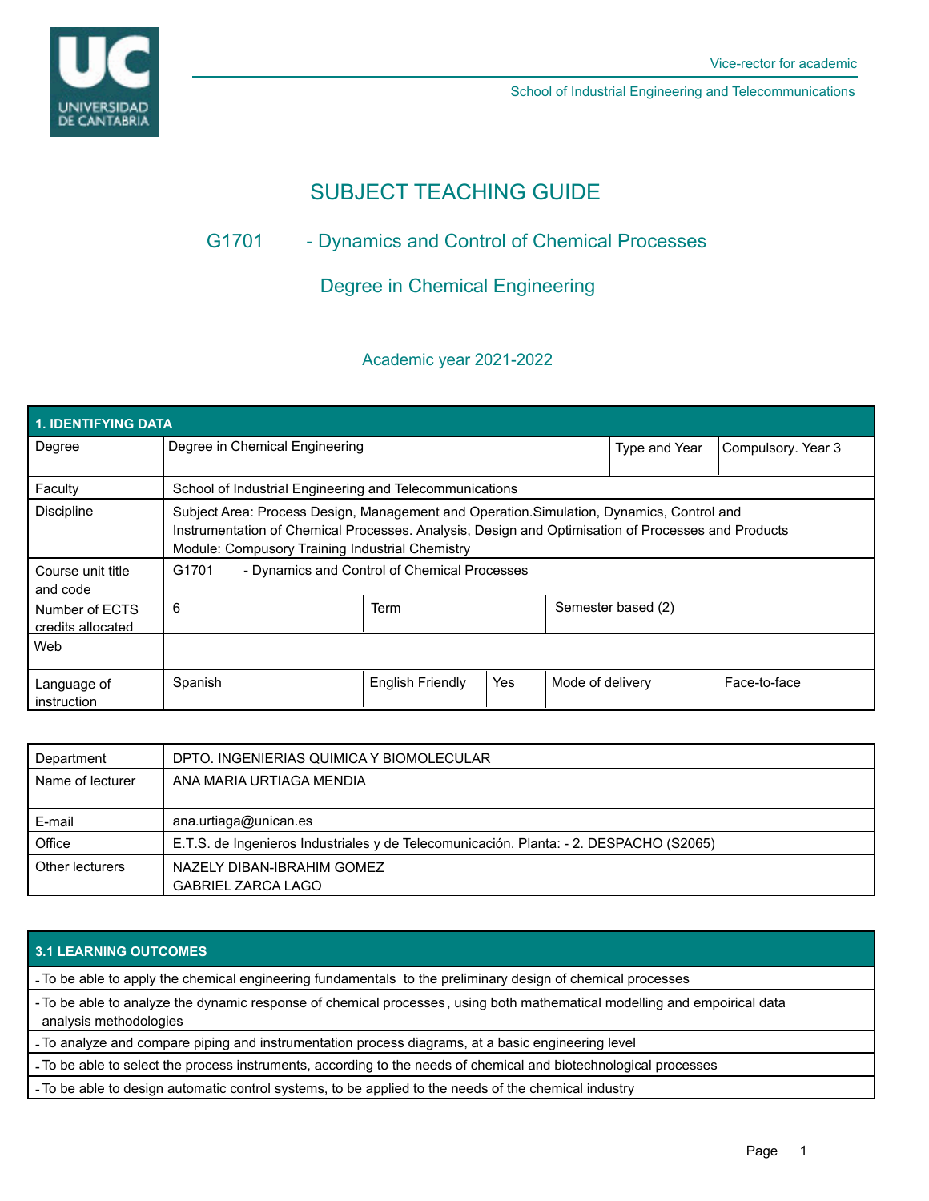Vice-rector for academic

School of Industrial Engineering and Telecommunications

# SUBJECT TEACHING GUIDE

## G1701 - Dynamics and Control of Chemical Processes

## Degree in Chemical Engineering

Academic year 2021-2022

| 1. IDENTIFYING DATA | | | | |
|---|---|---|---|---|
| Degree | Degree in Chemical Engineering | | Type and Year | Compulsory. Year 3 |
| Faculty | School of Industrial Engineering and Telecommunications | | | |
| Discipline | Subject Area: Process Design, Management and Operation.Simulation, Dynamics, Control and Instrumentation of Chemical Processes. Analysis, Design and Optimisation of Processes and Products<br>Module: Compusory Training Industrial Chemistry | | | |
| Course unit title and code | G1701 - Dynamics and Control of Chemical Processes | | | |
| Number of ECTS credits allocated | 6 | Term | Semester based (2) | |
| Web | | | | |
| Language of instruction | Spanish | English Friendly: Yes | Mode of delivery | Face-to-face |

| | |
|---|---|
| Department | DPTO. INGENIERIAS QUIMICA Y BIOMOLECULAR |
| Name of lecturer | ANA MARIA URTIAGA MENDIA |
| E-mail | ana.urtiaga@unican.es |
| Office | E.T.S. de Ingenieros Industriales y de Telecomunicación. Planta: - 2. DESPACHO (S2065) |
| Other lecturers | NAZELY DIBAN-IBRAHIM GOMEZ<br>GABRIEL ZARCA LAGO |

| 3.1 LEARNING OUTCOMES |
|---|
| - To be able to apply the chemical engineering fundamentals to the preliminary design of chemical processes |
| - To be able to analyze the dynamic response of chemical processes, using both mathematical modelling and empoirical data analysis methodologies |
| - To analyze and compare piping and instrumentation process diagrams, at a basic engineering level |
| - To be able to select the process instruments, according to the needs of chemical and biotechnological processes |
| - To be able to design automatic control systems, to be applied to the needs of the chemical industry |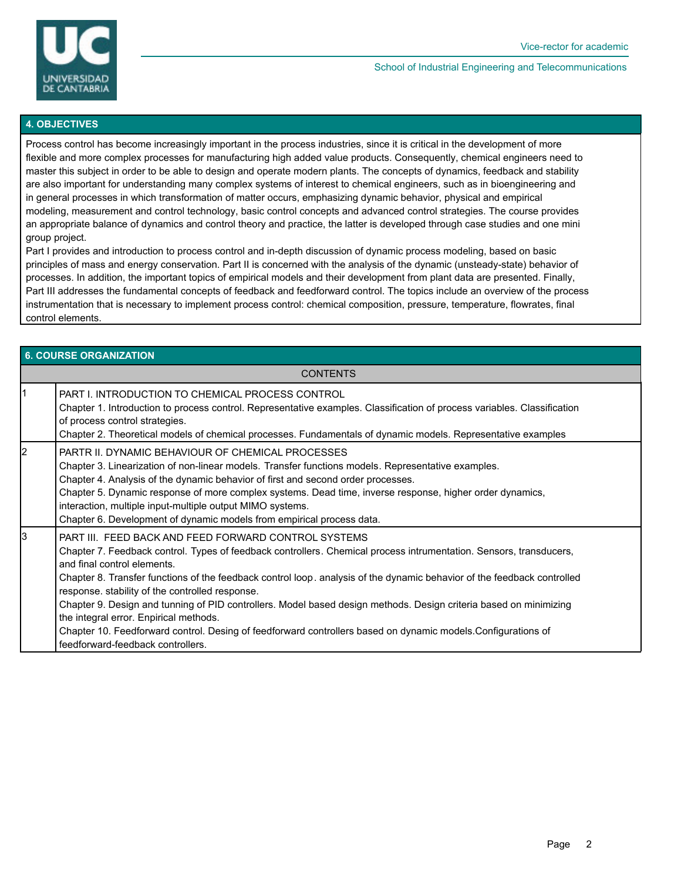## 4. OBJECTIVES

Process control has become increasingly important in the process industries, since it is critical in the development of more flexible and more complex processes for manufacturing high added value products. Consequently, chemical engineers need to master this subject in order to be able to design and operate modern plants. The concepts of dynamics, feedback and stability are also important for understanding many complex systems of interest to chemical engineers, such as in bioengineering and in general processes in which transformation of matter occurs, emphasizing dynamic behavior, physical and empirical modeling, measurement and control technology, basic control concepts and advanced control strategies. The course provides an appropriate balance of dynamics and control theory and practice, the latter is developed through case studies and one mini group project.

Part I provides and introduction to process control and in-depth discussion of dynamic process modeling, based on basic principles of mass and energy conservation. Part II is concerned with the analysis of the dynamic (unsteady-state) behavior of processes. In addition, the important topics of empirical models and their development from plant data are presented. Finally, Part III addresses the fundamental concepts of feedback and feedforward control. The topics include an overview of the process instrumentation that is necessary to implement process control: chemical composition, pressure, temperature, flowrates, final control elements.

## 6. COURSE ORGANIZATION

| | CONTENTS |
|---|---|
| 1 | PART I. INTRODUCTION TO CHEMICAL PROCESS CONTROL<br>Chapter 1. Introduction to process control. Representative examples. Classification of process variables. Classification of process control strategies.<br>Chapter 2. Theoretical models of chemical processes. Fundamentals of dynamic models. Representative examples |
| 2 | PARTR II. DYNAMIC BEHAVIOUR OF CHEMICAL PROCESSES<br>Chapter 3. Linearization of non-linear models. Transfer functions models. Representative examples.<br>Chapter 4. Analysis of the dynamic behavior of first and second order processes.<br>Chapter 5. Dynamic response of more complex systems. Dead time, inverse response, higher order dynamics, interaction, multiple input-multiple output MIMO systems.<br>Chapter 6. Development of dynamic models from empirical process data. |
| 3 | PART III. FEED BACK AND FEED FORWARD CONTROL SYSTEMS<br>Chapter 7. Feedback control. Types of feedback controllers. Chemical process intrumentation. Sensors, transducers, and final control elements.<br>Chapter 8. Transfer functions of the feedback control loop. analysis of the dynamic behavior of the feedback controlled response. stability of the controlled response.<br>Chapter 9. Design and tunning of PID controllers. Model based design methods. Design criteria based on minimizing the integral error. Empirical methods.<br>Chapter 10. Feedforward control. Desing of feedforward controllers based on dynamic models.Configurations of feedforward-feedback controllers. |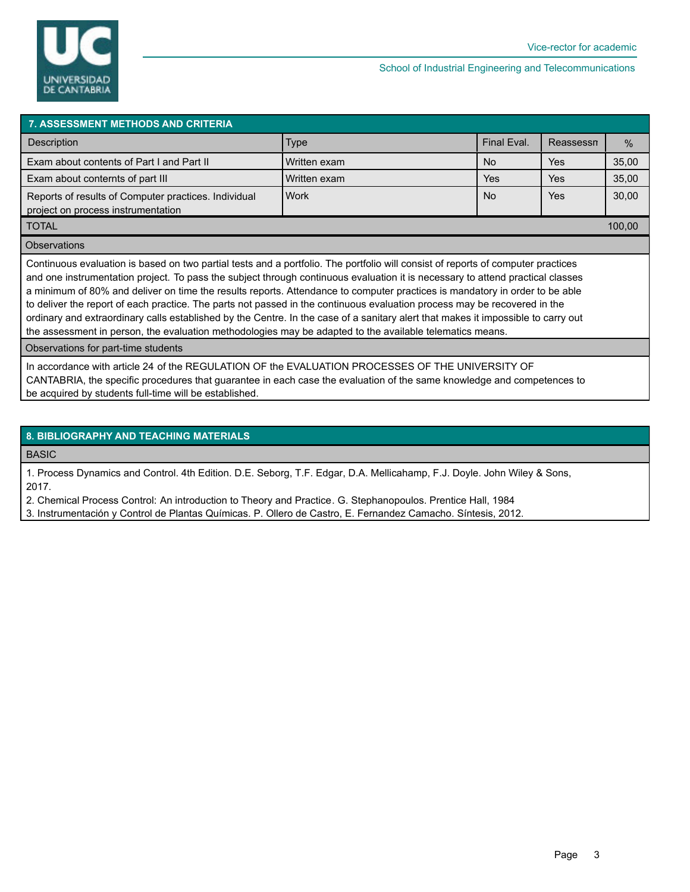## 7. ASSESSMENT METHODS AND CRITERIA

| Description | Type | Final Eval. | Reassessn | % |
|---|---|---|---|---|
| Exam about contents of Part I and Part II | Written exam | No | Yes | 35,00 |
| Exam about conternts of part III | Written exam | Yes | Yes | 35,00 |
| Reports of results of Computer practices. Individual project on process instrumentation | Work | No | Yes | 30,00 |
| TOTAL | | | | 100,00 |

**Observations**

Continuous evaluation is based on two partial tests and a portfolio. The portfolio will consist of reports of computer practices and one instrumentation project. To pass the subject through continuous evaluation it is necessary to attend practical classes a minimum of 80% and deliver on time the results reports. Attendance to computer practices is mandatory in order to be able to deliver the report of each practice. The parts not passed in the continuous evaluation process may be recovered in the ordinary and extraordinary calls established by the Centre. In the case of a sanitary alert that makes it impossible to carry out the assessment in person, the evaluation methodologies may be adapted to the available telematics means.

**Observations for part-time students**

In accordance with article 24 of the REGULATION OF the EVALUATION PROCESSES OF THE UNIVERSITY OF CANTABRIA, the specific procedures that guarantee in each case the evaluation of the same knowledge and competences to be acquired by students full-time will be established.

## 8. BIBLIOGRAPHY AND TEACHING MATERIALS

**BASIC**

1. Process Dynamics and Control. 4th Edition. D.E. Seborg, T.F. Edgar, D.A. Mellicahamp, F.J. Doyle. John Wiley & Sons, 2017.
2. Chemical Process Control: An introduction to Theory and Practice. G. Stephanopoulos. Prentice Hall, 1984
3. Instrumentación y Control de Plantas Químicas. P. Ollero de Castro, E. Fernandez Camacho. Síntesis, 2012.